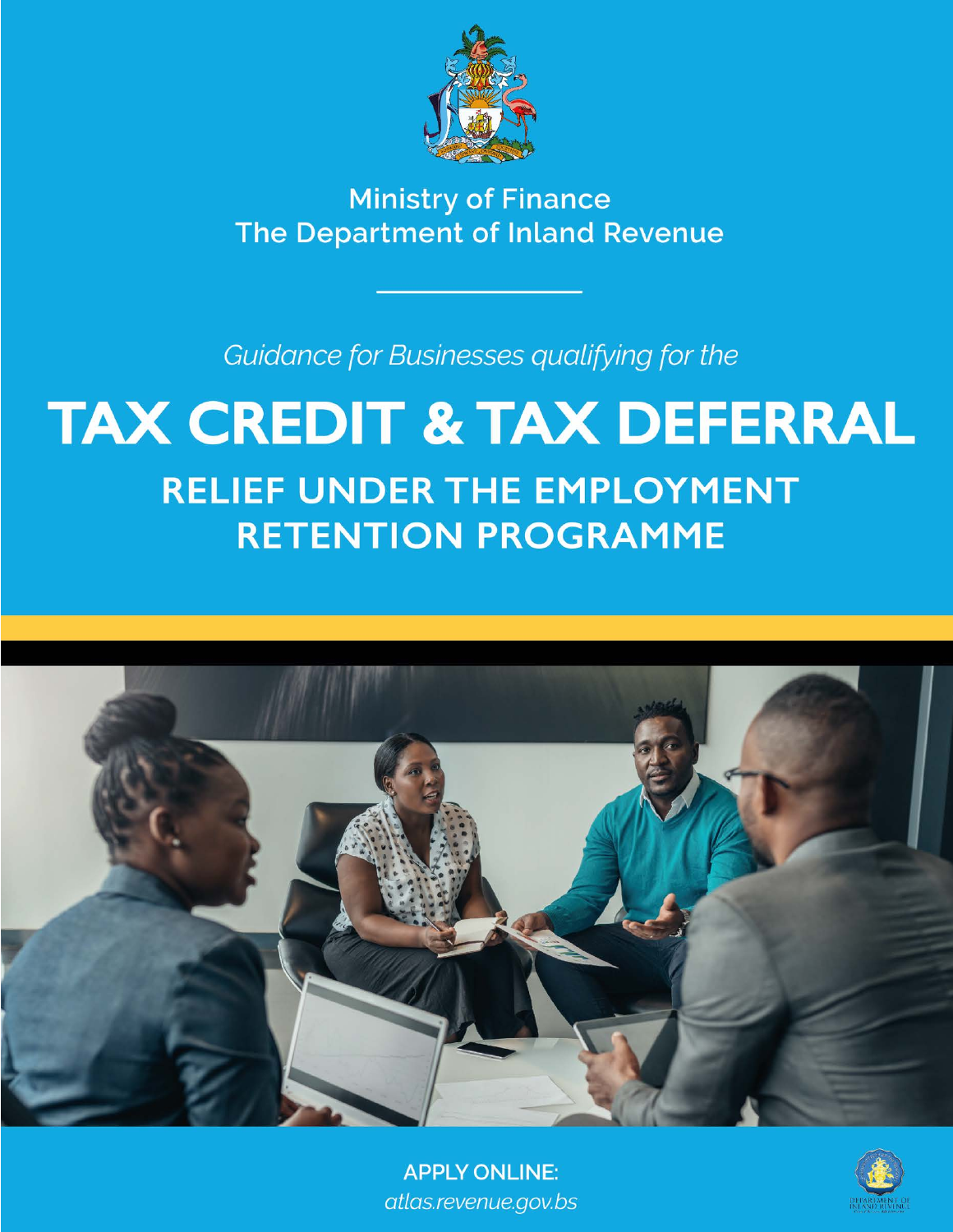Ministry of Finance
The Department of Inland Revenue

*Guidance for Businesses qualifying for the*

# TAX CREDIT & TAX DEFERRAL

## RELIEF UNDER THE EMPLOYMENT RETENTION PROGRAMME

**APPLY ONLINE:**
*atlas.revenue.gov.bs*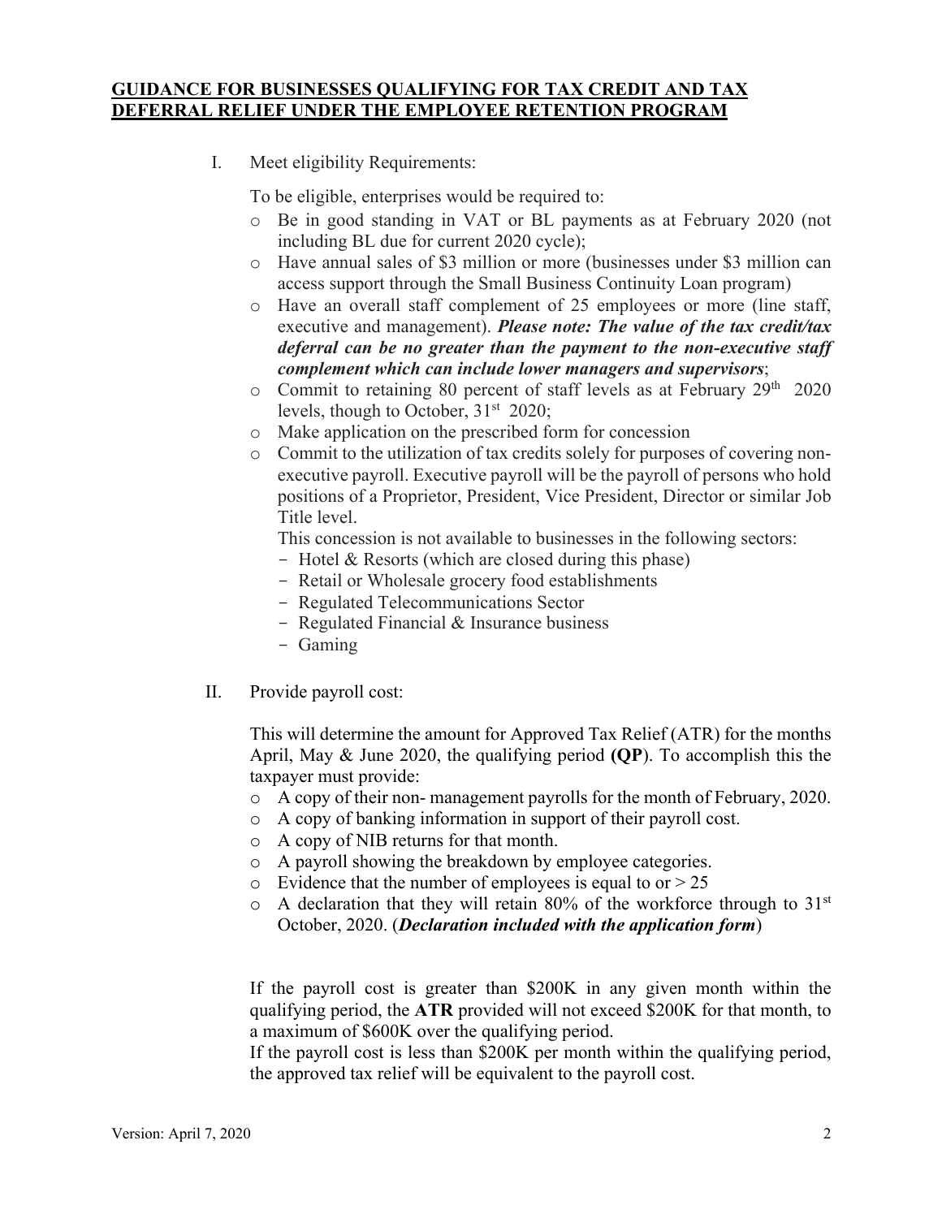## **GUIDANCE FOR BUSINESSES QUALIFYING FOR TAX CREDIT AND TAX DEFERRAL RELIEF UNDER THE EMPLOYEE RETENTION PROGRAM**

I. Meet eligibility Requirements:

To be eligible, enterprises would be required to:

- Be in good standing in VAT or BL payments as at February 2020 (not including BL due for current 2020 cycle);
- Have annual sales of $3 million or more (businesses under $3 million can access support through the Small Business Continuity Loan program)
- Have an overall staff complement of 25 employees or more (line staff, executive and management). ***Please note: The value of the tax credit/tax deferral can be no greater than the payment to the non-executive staff complement which can include lower managers and supervisors***;
- Commit to retaining 80 percent of staff levels as at February 29th 2020 levels, though to October, 31st 2020;
- Make application on the prescribed form for concession
- Commit to the utilization of tax credits solely for purposes of covering non-executive payroll. Executive payroll will be the payroll of persons who hold positions of a Proprietor, President, Vice President, Director or similar Job Title level.

  This concession is not available to businesses in the following sectors:
  - Hotel & Resorts (which are closed during this phase)
  - Retail or Wholesale grocery food establishments
  - Regulated Telecommunications Sector
  - Regulated Financial & Insurance business
  - Gaming

II. Provide payroll cost:

This will determine the amount for Approved Tax Relief (ATR) for the months April, May & June 2020, the qualifying period **(QP)**. To accomplish this the taxpayer must provide:

- A copy of their non- management payrolls for the month of February, 2020.
- A copy of banking information in support of their payroll cost.
- A copy of NIB returns for that month.
- A payroll showing the breakdown by employee categories.
- Evidence that the number of employees is equal to or > 25
- A declaration that they will retain 80% of the workforce through to 31st October, 2020. (***Declaration included with the application form***)

If the payroll cost is greater than $200K in any given month within the qualifying period, the **ATR** provided will not exceed $200K for that month, to a maximum of $600K over the qualifying period.

If the payroll cost is less than $200K per month within the qualifying period, the approved tax relief will be equivalent to the payroll cost.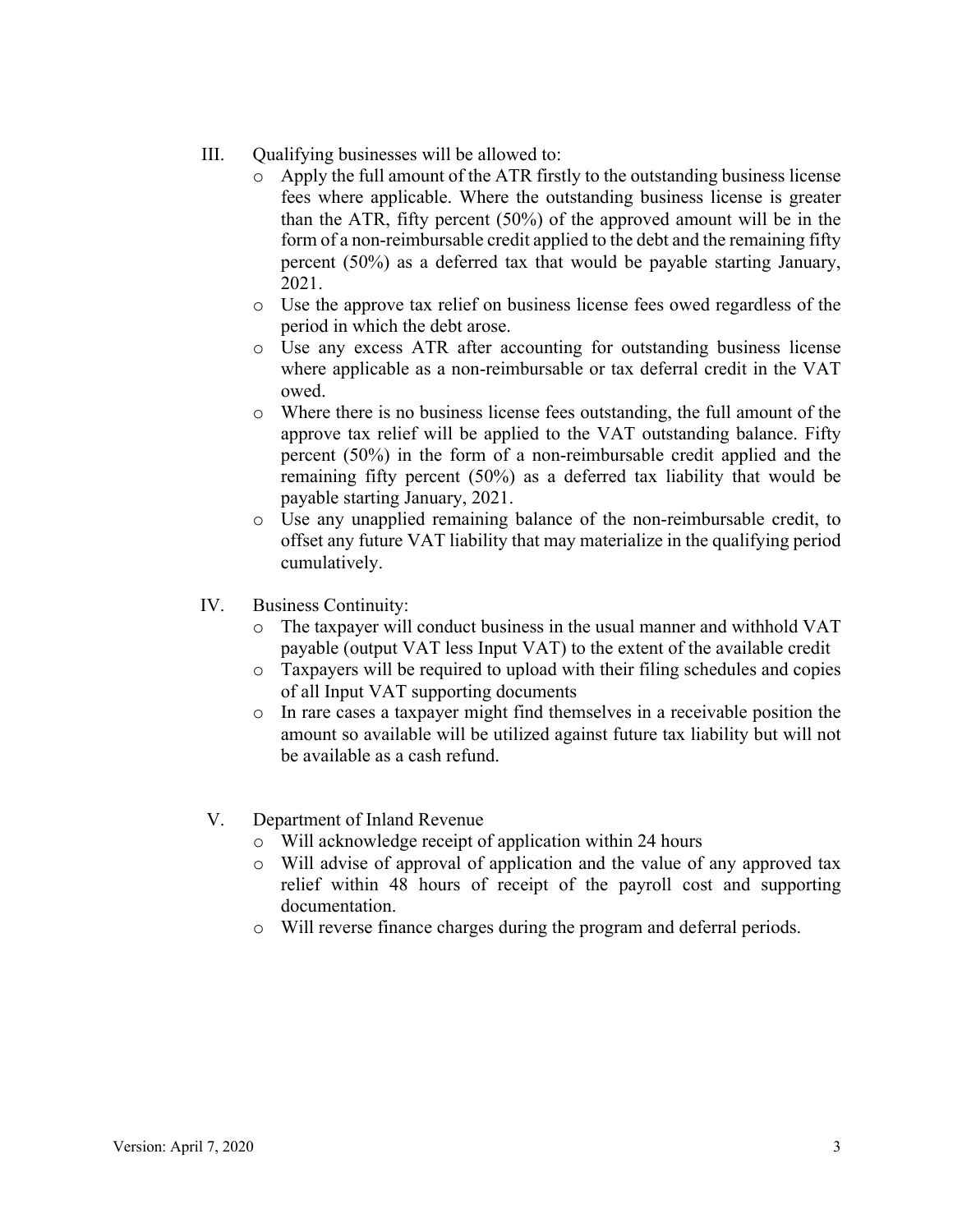III. Qualifying businesses will be allowed to:
   - Apply the full amount of the ATR firstly to the outstanding business license fees where applicable. Where the outstanding business license is greater than the ATR, fifty percent (50%) of the approved amount will be in the form of a non-reimbursable credit applied to the debt and the remaining fifty percent (50%) as a deferred tax that would be payable starting January, 2021.
   - Use the approve tax relief on business license fees owed regardless of the period in which the debt arose.
   - Use any excess ATR after accounting for outstanding business license where applicable as a non-reimbursable or tax deferral credit in the VAT owed.
   - Where there is no business license fees outstanding, the full amount of the approve tax relief will be applied to the VAT outstanding balance. Fifty percent (50%) in the form of a non-reimbursable credit applied and the remaining fifty percent (50%) as a deferred tax liability that would be payable starting January, 2021.
   - Use any unapplied remaining balance of the non-reimbursable credit, to offset any future VAT liability that may materialize in the qualifying period cumulatively.

IV. Business Continuity:
   - The taxpayer will conduct business in the usual manner and withhold VAT payable (output VAT less Input VAT) to the extent of the available credit
   - Taxpayers will be required to upload with their filing schedules and copies of all Input VAT supporting documents
   - In rare cases a taxpayer might find themselves in a receivable position the amount so available will be utilized against future tax liability but will not be available as a cash refund.

V. Department of Inland Revenue
   - Will acknowledge receipt of application within 24 hours
   - Will advise of approval of application and the value of any approved tax relief within 48 hours of receipt of the payroll cost and supporting documentation.
   - Will reverse finance charges during the program and deferral periods.

Version: April 7, 2020